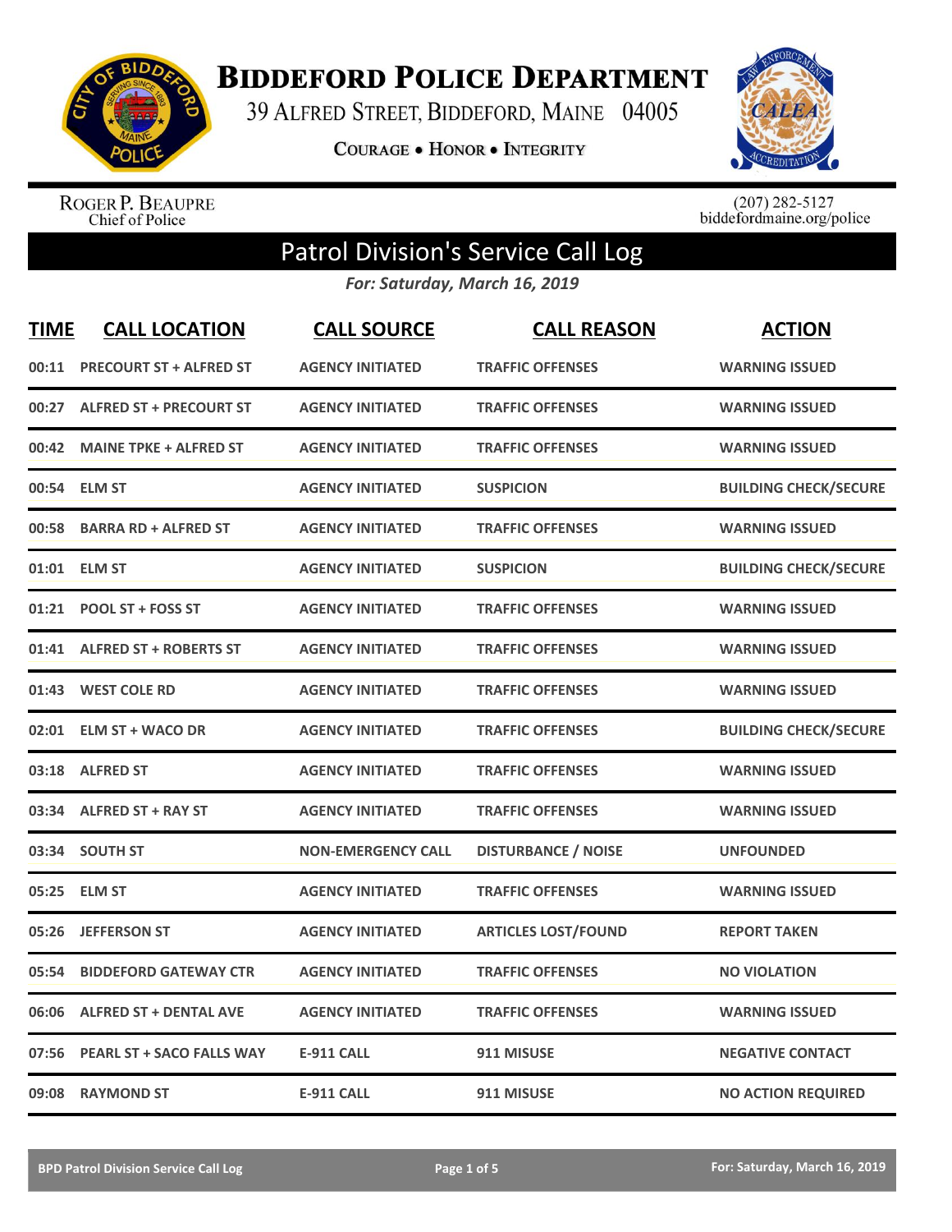# BIDDEFORD POLICE DEPARTMENT

39 ALFRED STREET, BIDDEFORD, MAINE 04005

COURAGE • HONOR • INTEGRITY

ROGER P. BEAUPRE
Chief of Police

(207) 282-5127
biddefordmaine.org/police

## Patrol Division's Service Call Log

*For: Saturday, March 16, 2019*

| TIME | CALL LOCATION | CALL SOURCE | CALL REASON | ACTION |
|---|---|---|---|---|
| 00:11 | PRECOURT ST + ALFRED ST | AGENCY INITIATED | TRAFFIC OFFENSES | WARNING ISSUED |
| 00:27 | ALFRED ST + PRECOURT ST | AGENCY INITIATED | TRAFFIC OFFENSES | WARNING ISSUED |
| 00:42 | MAINE TPKE + ALFRED ST | AGENCY INITIATED | TRAFFIC OFFENSES | WARNING ISSUED |
| 00:54 | ELM ST | AGENCY INITIATED | SUSPICION | BUILDING CHECK/SECURE |
| 00:58 | BARRA RD + ALFRED ST | AGENCY INITIATED | TRAFFIC OFFENSES | WARNING ISSUED |
| 01:01 | ELM ST | AGENCY INITIATED | SUSPICION | BUILDING CHECK/SECURE |
| 01:21 | POOL ST + FOSS ST | AGENCY INITIATED | TRAFFIC OFFENSES | WARNING ISSUED |
| 01:41 | ALFRED ST + ROBERTS ST | AGENCY INITIATED | TRAFFIC OFFENSES | WARNING ISSUED |
| 01:43 | WEST COLE RD | AGENCY INITIATED | TRAFFIC OFFENSES | WARNING ISSUED |
| 02:01 | ELM ST + WACO DR | AGENCY INITIATED | TRAFFIC OFFENSES | BUILDING CHECK/SECURE |
| 03:18 | ALFRED ST | AGENCY INITIATED | TRAFFIC OFFENSES | WARNING ISSUED |
| 03:34 | ALFRED ST + RAY ST | AGENCY INITIATED | TRAFFIC OFFENSES | WARNING ISSUED |
| 03:34 | SOUTH ST | NON-EMERGENCY CALL | DISTURBANCE / NOISE | UNFOUNDED |
| 05:25 | ELM ST | AGENCY INITIATED | TRAFFIC OFFENSES | WARNING ISSUED |
| 05:26 | JEFFERSON ST | AGENCY INITIATED | ARTICLES LOST/FOUND | REPORT TAKEN |
| 05:54 | BIDDEFORD GATEWAY CTR | AGENCY INITIATED | TRAFFIC OFFENSES | NO VIOLATION |
| 06:06 | ALFRED ST + DENTAL AVE | AGENCY INITIATED | TRAFFIC OFFENSES | WARNING ISSUED |
| 07:56 | PEARL ST + SACO FALLS WAY | E-911 CALL | 911 MISUSE | NEGATIVE CONTACT |
| 09:08 | RAYMOND ST | E-911 CALL | 911 MISUSE | NO ACTION REQUIRED |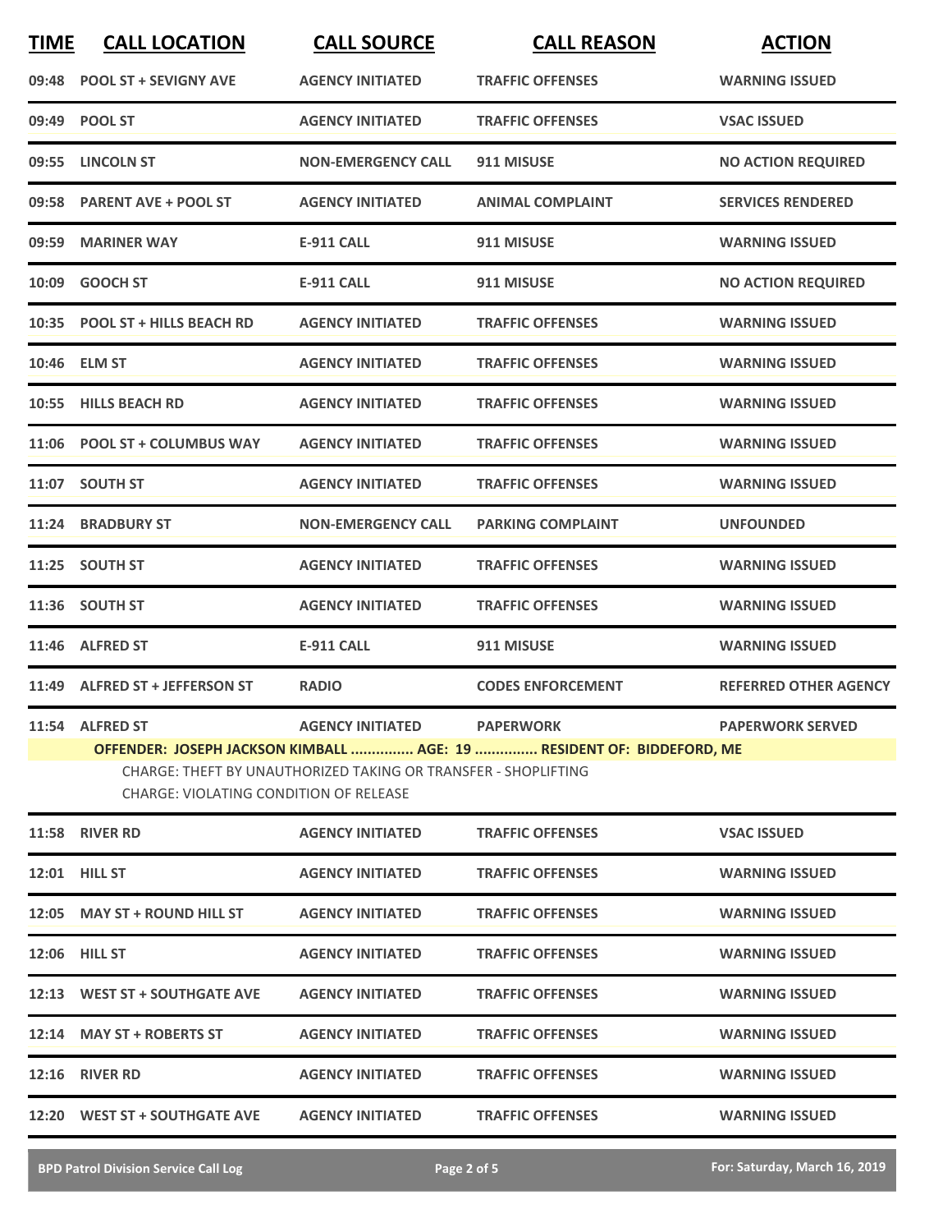| TIME | CALL LOCATION | CALL SOURCE | CALL REASON | ACTION |
|---|---|---|---|---|
| 09:48 | POOL ST + SEVIGNY AVE | AGENCY INITIATED | TRAFFIC OFFENSES | WARNING ISSUED |
| 09:49 | POOL ST | AGENCY INITIATED | TRAFFIC OFFENSES | VSAC ISSUED |
| 09:55 | LINCOLN ST | NON-EMERGENCY CALL | 911 MISUSE | NO ACTION REQUIRED |
| 09:58 | PARENT AVE + POOL ST | AGENCY INITIATED | ANIMAL COMPLAINT | SERVICES RENDERED |
| 09:59 | MARINER WAY | E-911 CALL | 911 MISUSE | WARNING ISSUED |
| 10:09 | GOOCH ST | E-911 CALL | 911 MISUSE | NO ACTION REQUIRED |
| 10:35 | POOL ST + HILLS BEACH RD | AGENCY INITIATED | TRAFFIC OFFENSES | WARNING ISSUED |
| 10:46 | ELM ST | AGENCY INITIATED | TRAFFIC OFFENSES | WARNING ISSUED |
| 10:55 | HILLS BEACH RD | AGENCY INITIATED | TRAFFIC OFFENSES | WARNING ISSUED |
| 11:06 | POOL ST + COLUMBUS WAY | AGENCY INITIATED | TRAFFIC OFFENSES | WARNING ISSUED |
| 11:07 | SOUTH ST | AGENCY INITIATED | TRAFFIC OFFENSES | WARNING ISSUED |
| 11:24 | BRADBURY ST | NON-EMERGENCY CALL | PARKING COMPLAINT | UNFOUNDED |
| 11:25 | SOUTH ST | AGENCY INITIATED | TRAFFIC OFFENSES | WARNING ISSUED |
| 11:36 | SOUTH ST | AGENCY INITIATED | TRAFFIC OFFENSES | WARNING ISSUED |
| 11:46 | ALFRED ST | E-911 CALL | 911 MISUSE | WARNING ISSUED |
| 11:49 | ALFRED ST + JEFFERSON ST | RADIO | CODES ENFORCEMENT | REFERRED OTHER AGENCY |
| 11:54 | ALFRED ST | AGENCY INITIATED | PAPERWORK | PAPERWORK SERVED |

**OFFENDER: JOSEPH JACKSON KIMBALL ............... AGE: 19 ............... RESIDENT OF: BIDDEFORD, ME**

CHARGE: THEFT BY UNAUTHORIZED TAKING OR TRANSFER - SHOPLIFTING
CHARGE: VIOLATING CONDITION OF RELEASE

| TIME | CALL LOCATION | CALL SOURCE | CALL REASON | ACTION |
|---|---|---|---|---|
| 11:58 | RIVER RD | AGENCY INITIATED | TRAFFIC OFFENSES | VSAC ISSUED |
| 12:01 | HILL ST | AGENCY INITIATED | TRAFFIC OFFENSES | WARNING ISSUED |
| 12:05 | MAY ST + ROUND HILL ST | AGENCY INITIATED | TRAFFIC OFFENSES | WARNING ISSUED |
| 12:06 | HILL ST | AGENCY INITIATED | TRAFFIC OFFENSES | WARNING ISSUED |
| 12:13 | WEST ST + SOUTHGATE AVE | AGENCY INITIATED | TRAFFIC OFFENSES | WARNING ISSUED |
| 12:14 | MAY ST + ROBERTS ST | AGENCY INITIATED | TRAFFIC OFFENSES | WARNING ISSUED |
| 12:16 | RIVER RD | AGENCY INITIATED | TRAFFIC OFFENSES | WARNING ISSUED |
| 12:20 | WEST ST + SOUTHGATE AVE | AGENCY INITIATED | TRAFFIC OFFENSES | WARNING ISSUED |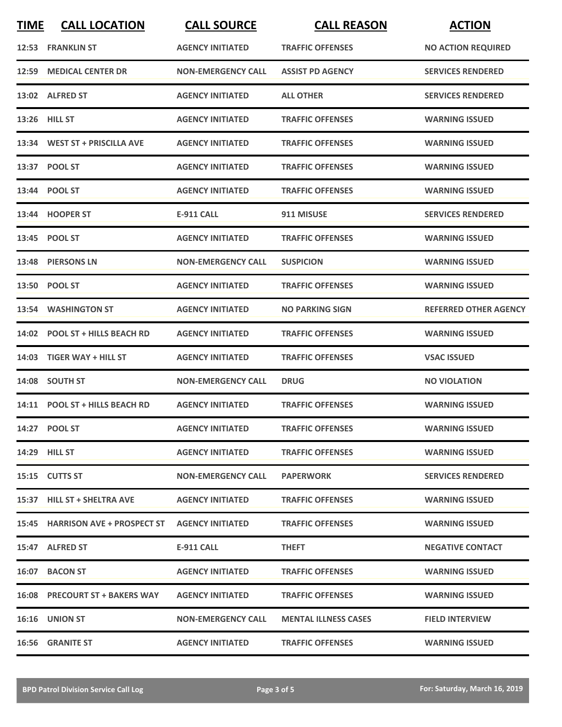| TIME | CALL LOCATION | CALL SOURCE | CALL REASON | ACTION |
|---|---|---|---|---|
| 12:53 | FRANKLIN ST | AGENCY INITIATED | TRAFFIC OFFENSES | NO ACTION REQUIRED |
| 12:59 | MEDICAL CENTER DR | NON-EMERGENCY CALL | ASSIST PD AGENCY | SERVICES RENDERED |
| 13:02 | ALFRED ST | AGENCY INITIATED | ALL OTHER | SERVICES RENDERED |
| 13:26 | HILL ST | AGENCY INITIATED | TRAFFIC OFFENSES | WARNING ISSUED |
| 13:34 | WEST ST + PRISCILLA AVE | AGENCY INITIATED | TRAFFIC OFFENSES | WARNING ISSUED |
| 13:37 | POOL ST | AGENCY INITIATED | TRAFFIC OFFENSES | WARNING ISSUED |
| 13:44 | POOL ST | AGENCY INITIATED | TRAFFIC OFFENSES | WARNING ISSUED |
| 13:44 | HOOPER ST | E-911 CALL | 911 MISUSE | SERVICES RENDERED |
| 13:45 | POOL ST | AGENCY INITIATED | TRAFFIC OFFENSES | WARNING ISSUED |
| 13:48 | PIERSONS LN | NON-EMERGENCY CALL | SUSPICION | WARNING ISSUED |
| 13:50 | POOL ST | AGENCY INITIATED | TRAFFIC OFFENSES | WARNING ISSUED |
| 13:54 | WASHINGTON ST | AGENCY INITIATED | NO PARKING SIGN | REFERRED OTHER AGENCY |
| 14:02 | POOL ST + HILLS BEACH RD | AGENCY INITIATED | TRAFFIC OFFENSES | WARNING ISSUED |
| 14:03 | TIGER WAY + HILL ST | AGENCY INITIATED | TRAFFIC OFFENSES | VSAC ISSUED |
| 14:08 | SOUTH ST | NON-EMERGENCY CALL | DRUG | NO VIOLATION |
| 14:11 | POOL ST + HILLS BEACH RD | AGENCY INITIATED | TRAFFIC OFFENSES | WARNING ISSUED |
| 14:27 | POOL ST | AGENCY INITIATED | TRAFFIC OFFENSES | WARNING ISSUED |
| 14:29 | HILL ST | AGENCY INITIATED | TRAFFIC OFFENSES | WARNING ISSUED |
| 15:15 | CUTTS ST | NON-EMERGENCY CALL | PAPERWORK | SERVICES RENDERED |
| 15:37 | HILL ST + SHELTRA AVE | AGENCY INITIATED | TRAFFIC OFFENSES | WARNING ISSUED |
| 15:45 | HARRISON AVE + PROSPECT ST | AGENCY INITIATED | TRAFFIC OFFENSES | WARNING ISSUED |
| 15:47 | ALFRED ST | E-911 CALL | THEFT | NEGATIVE CONTACT |
| 16:07 | BACON ST | AGENCY INITIATED | TRAFFIC OFFENSES | WARNING ISSUED |
| 16:08 | PRECOURT ST + BAKERS WAY | AGENCY INITIATED | TRAFFIC OFFENSES | WARNING ISSUED |
| 16:16 | UNION ST | NON-EMERGENCY CALL | MENTAL ILLNESS CASES | FIELD INTERVIEW |
| 16:56 | GRANITE ST | AGENCY INITIATED | TRAFFIC OFFENSES | WARNING ISSUED |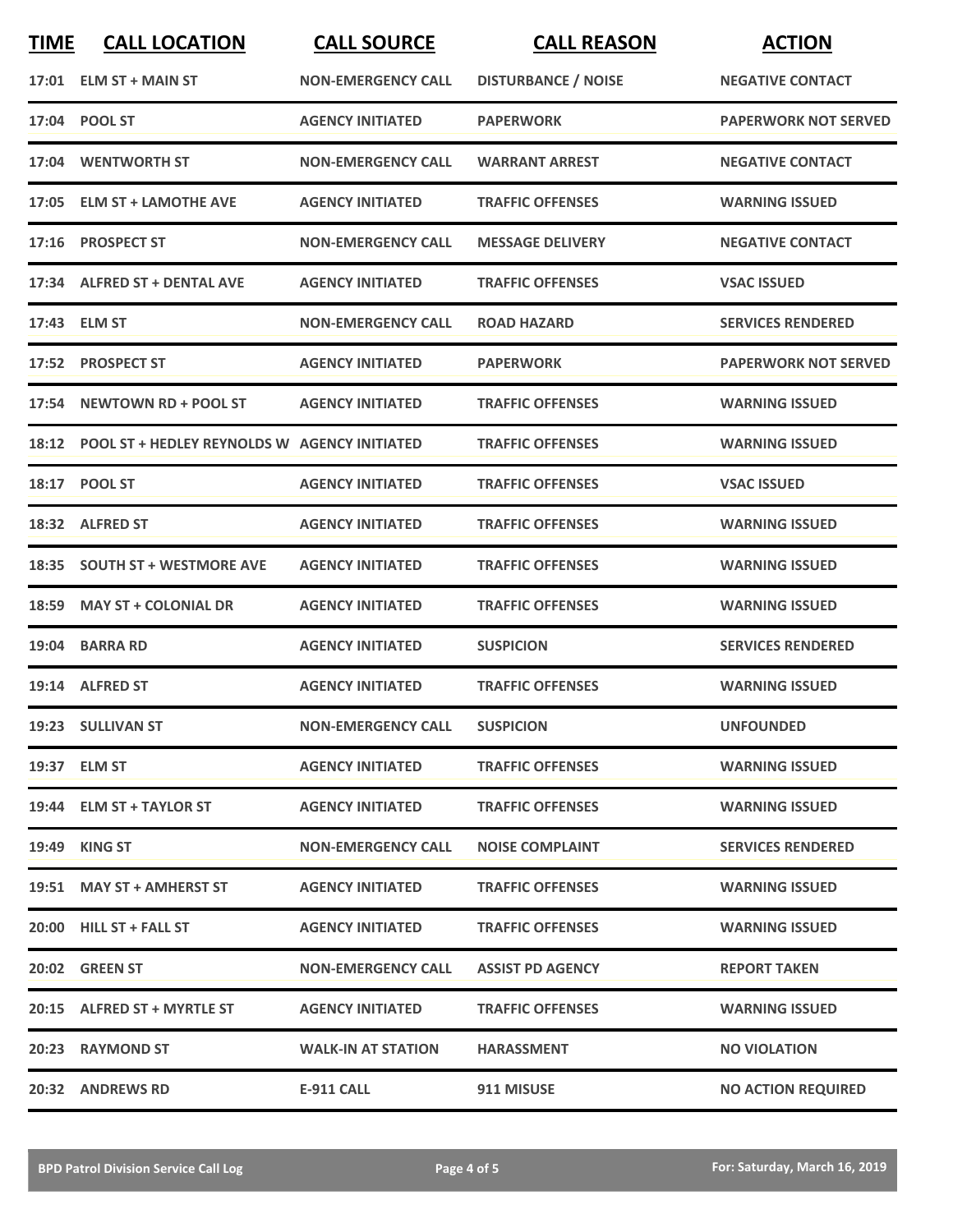| TIME | CALL LOCATION | CALL SOURCE | CALL REASON | ACTION |
|---|---|---|---|---|
| 17:01 | ELM ST + MAIN ST | NON-EMERGENCY CALL | DISTURBANCE / NOISE | NEGATIVE CONTACT |
| 17:04 | POOL ST | AGENCY INITIATED | PAPERWORK | PAPERWORK NOT SERVED |
| 17:04 | WENTWORTH ST | NON-EMERGENCY CALL | WARRANT ARREST | NEGATIVE CONTACT |
| 17:05 | ELM ST + LAMOTHE AVE | AGENCY INITIATED | TRAFFIC OFFENSES | WARNING ISSUED |
| 17:16 | PROSPECT ST | NON-EMERGENCY CALL | MESSAGE DELIVERY | NEGATIVE CONTACT |
| 17:34 | ALFRED ST + DENTAL AVE | AGENCY INITIATED | TRAFFIC OFFENSES | VSAC ISSUED |
| 17:43 | ELM ST | NON-EMERGENCY CALL | ROAD HAZARD | SERVICES RENDERED |
| 17:52 | PROSPECT ST | AGENCY INITIATED | PAPERWORK | PAPERWORK NOT SERVED |
| 17:54 | NEWTOWN RD + POOL ST | AGENCY INITIATED | TRAFFIC OFFENSES | WARNING ISSUED |
| 18:12 | POOL ST + HEDLEY REYNOLDS W | AGENCY INITIATED | TRAFFIC OFFENSES | WARNING ISSUED |
| 18:17 | POOL ST | AGENCY INITIATED | TRAFFIC OFFENSES | VSAC ISSUED |
| 18:32 | ALFRED ST | AGENCY INITIATED | TRAFFIC OFFENSES | WARNING ISSUED |
| 18:35 | SOUTH ST + WESTMORE AVE | AGENCY INITIATED | TRAFFIC OFFENSES | WARNING ISSUED |
| 18:59 | MAY ST + COLONIAL DR | AGENCY INITIATED | TRAFFIC OFFENSES | WARNING ISSUED |
| 19:04 | BARRA RD | AGENCY INITIATED | SUSPICION | SERVICES RENDERED |
| 19:14 | ALFRED ST | AGENCY INITIATED | TRAFFIC OFFENSES | WARNING ISSUED |
| 19:23 | SULLIVAN ST | NON-EMERGENCY CALL | SUSPICION | UNFOUNDED |
| 19:37 | ELM ST | AGENCY INITIATED | TRAFFIC OFFENSES | WARNING ISSUED |
| 19:44 | ELM ST + TAYLOR ST | AGENCY INITIATED | TRAFFIC OFFENSES | WARNING ISSUED |
| 19:49 | KING ST | NON-EMERGENCY CALL | NOISE COMPLAINT | SERVICES RENDERED |
| 19:51 | MAY ST + AMHERST ST | AGENCY INITIATED | TRAFFIC OFFENSES | WARNING ISSUED |
| 20:00 | HILL ST + FALL ST | AGENCY INITIATED | TRAFFIC OFFENSES | WARNING ISSUED |
| 20:02 | GREEN ST | NON-EMERGENCY CALL | ASSIST PD AGENCY | REPORT TAKEN |
| 20:15 | ALFRED ST + MYRTLE ST | AGENCY INITIATED | TRAFFIC OFFENSES | WARNING ISSUED |
| 20:23 | RAYMOND ST | WALK-IN AT STATION | HARASSMENT | NO VIOLATION |
| 20:32 | ANDREWS RD | E-911 CALL | 911 MISUSE | NO ACTION REQUIRED |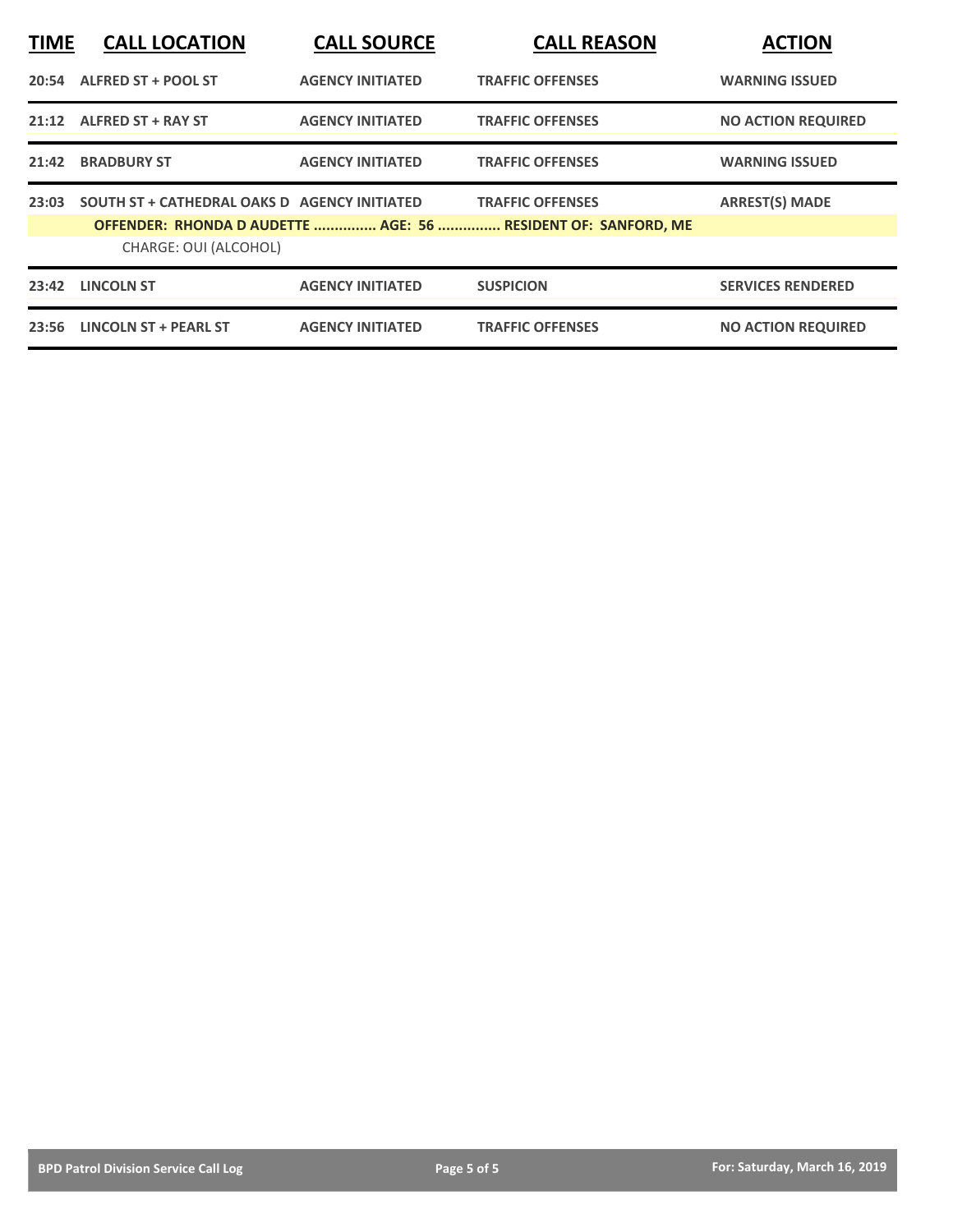| TIME | CALL LOCATION | CALL SOURCE | CALL REASON | ACTION |
|---|---|---|---|---|
| 20:54 | ALFRED ST + POOL ST | AGENCY INITIATED | TRAFFIC OFFENSES | WARNING ISSUED |
| 21:12 | ALFRED ST + RAY ST | AGENCY INITIATED | TRAFFIC OFFENSES | NO ACTION REQUIRED |
| 21:42 | BRADBURY ST | AGENCY INITIATED | TRAFFIC OFFENSES | WARNING ISSUED |
| 23:03 | SOUTH ST + CATHEDRAL OAKS D | AGENCY INITIATED | TRAFFIC OFFENSES | ARREST(S) MADE |
| | **OFFENDER: RHONDA D AUDETTE ............... AGE: 56 ............... RESIDENT OF: SANFORD, ME** | | | |
| | CHARGE: OUI (ALCOHOL) | | | |
| 23:42 | LINCOLN ST | AGENCY INITIATED | SUSPICION | SERVICES RENDERED |
| 23:56 | LINCOLN ST + PEARL ST | AGENCY INITIATED | TRAFFIC OFFENSES | NO ACTION REQUIRED |